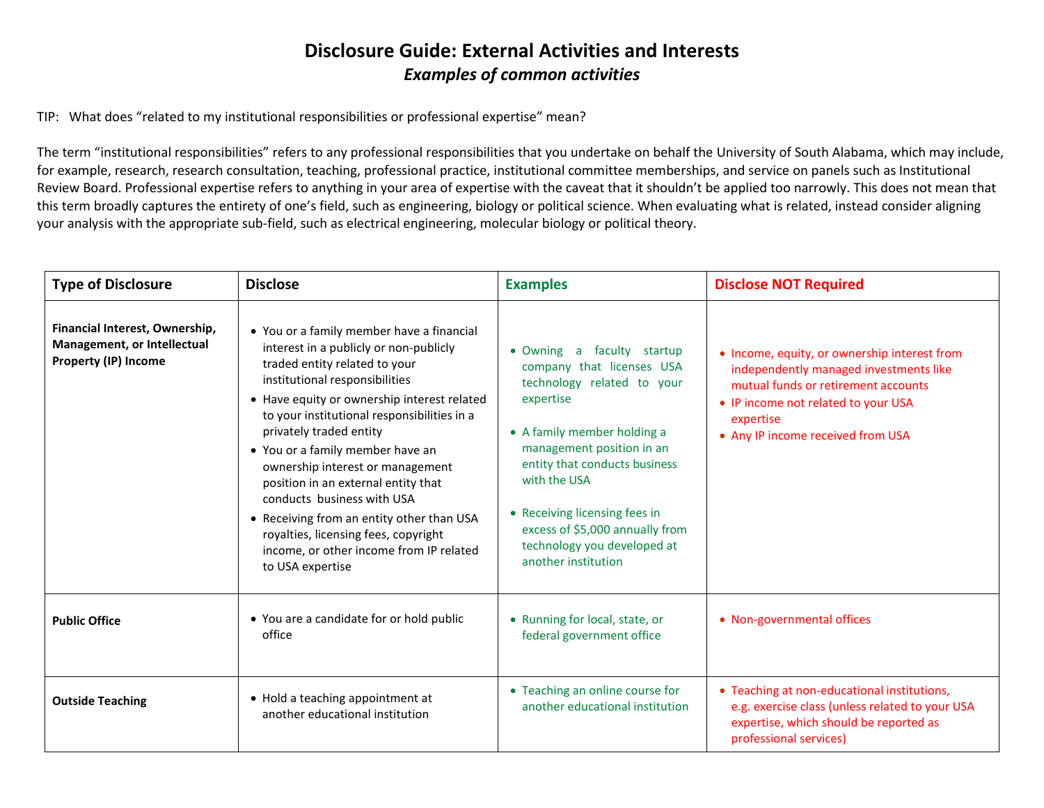# Disclosure Guide: External Activities and Interests

## *Examples of common activities*

TIP: What does "related to my institutional responsibilities or professional expertise" mean?

The term "institutional responsibilities" refers to any professional responsibilities that you undertake on behalf the University of South Alabama, which may include, for example, research, research consultation, teaching, professional practice, institutional committee memberships, and service on panels such as Institutional Review Board. Professional expertise refers to anything in your area of expertise with the caveat that it shouldn't be applied too narrowly. This does not mean that this term broadly captures the entirety of one's field, such as engineering, biology or political science. When evaluating what is related, instead consider aligning your analysis with the appropriate sub-field, such as electrical engineering, molecular biology or political theory.

| Type of Disclosure | Disclose | Examples | Disclose NOT Required |
| --- | --- | --- | --- |
| **Financial Interest, Ownership, Management, or Intellectual Property (IP) Income** | • You or a family member have a financial interest in a publicly or non-publicly traded entity related to your institutional responsibilities<br>• Have equity or ownership interest related to your institutional responsibilities in a privately traded entity<br>• You or a family member have an ownership interest or management position in an external entity that conducts business with USA<br>• Receiving from an entity other than USA royalties, licensing fees, copyright income, or other income from IP related to USA expertise | • Owning a faculty startup company that licenses USA technology related to your expertise<br>• A family member holding a management position in an entity that conducts business with the USA<br>• Receiving licensing fees in excess of $5,000 annually from technology you developed at another institution | • Income, equity, or ownership interest from independently managed investments like mutual funds or retirement accounts<br>• IP income not related to your USA expertise<br>• Any IP income received from USA |
| **Public Office** | • You are a candidate for or hold public office | • Running for local, state, or federal government office | • Non-governmental offices |
| **Outside Teaching** | • Hold a teaching appointment at another educational institution | • Teaching an online course for another educational institution | • Teaching at non-educational institutions, e.g. exercise class (unless related to your USA expertise, which should be reported as professional services) |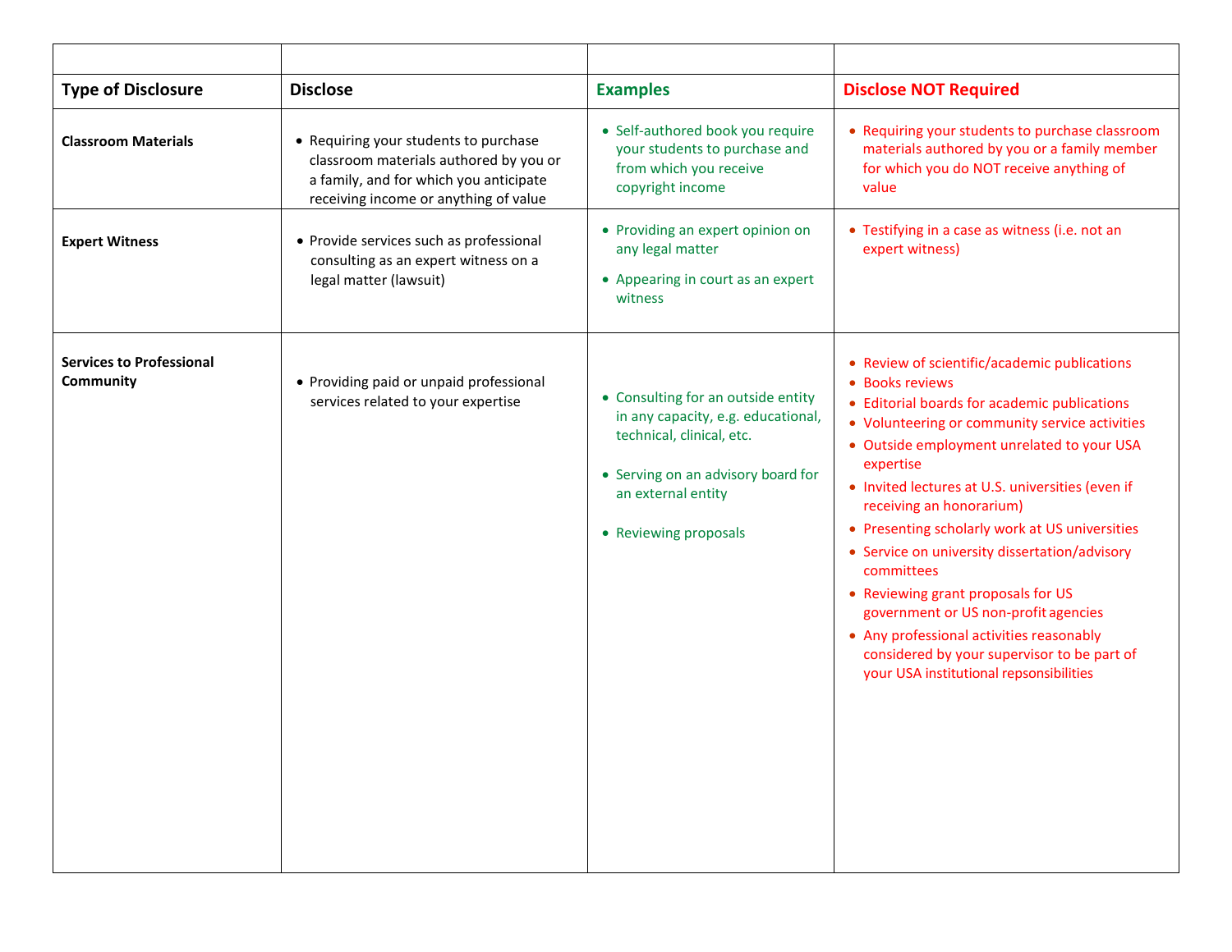| Type of Disclosure | Disclose | Examples | Disclose NOT Required |
| --- | --- | --- | --- |
| **Classroom Materials** | • Requiring your students to purchase classroom materials authored by you or a family, and for which you anticipate receiving income or anything of value | • Self-authored book you require your students to purchase and from which you receive copyright income | • Requiring your students to purchase classroom materials authored by you or a family member for which you do NOT receive anything of value |
| **Expert Witness** | • Provide services such as professional consulting as an expert witness on a legal matter (lawsuit) | • Providing an expert opinion on any legal matter<br>• Appearing in court as an expert witness | • Testifying in a case as witness (i.e. not an expert witness) |
| **Services to Professional Community** | • Providing paid or unpaid professional services related to your expertise | • Consulting for an outside entity in any capacity, e.g. educational, technical, clinical, etc.<br>• Serving on an advisory board for an external entity<br>• Reviewing proposals | • Review of scientific/academic publications<br>• Books reviews<br>• Editorial boards for academic publications<br>• Volunteering or community service activities<br>• Outside employment unrelated to your USA expertise<br>• Invited lectures at U.S. universities (even if receiving an honorarium)<br>• Presenting scholarly work at US universities<br>• Service on university dissertation/advisory committees<br>• Reviewing grant proposals for US government or US non-profit agencies<br>• Any professional activities reasonably considered by your supervisor to be part of your USA institutional repsonsibilities |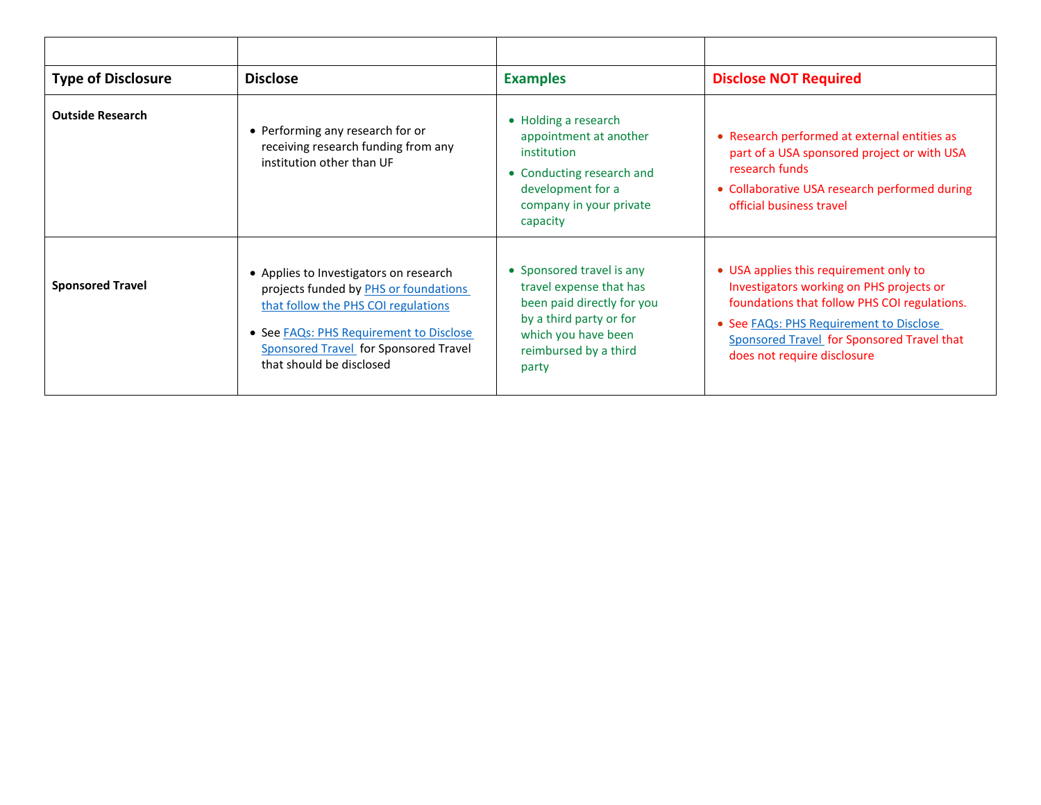| | | | |
|---|---|---|---|
| **Type of Disclosure** | **Disclose** | **Examples** | **Disclose NOT Required** |
| **Outside Research** | • Performing any research for or receiving research funding from any institution other than UF | • Holding a research appointment at another institution<br>• Conducting research and development for a company in your private capacity | • Research performed at external entities as part of a USA sponsored project or with USA research funds<br>• Collaborative USA research performed during official business travel |
| **Sponsored Travel** | • Applies to Investigators on research projects funded by PHS or foundations that follow the PHS COI regulations<br>• See FAQs: PHS Requirement to Disclose Sponsored Travel for Sponsored Travel that should be disclosed | • Sponsored travel is any travel expense that has been paid directly for you by a third party or for which you have been reimbursed by a third party | • USA applies this requirement only to Investigators working on PHS projects or foundations that follow PHS COI regulations.<br>• See FAQs: PHS Requirement to Disclose Sponsored Travel for Sponsored Travel that does not require disclosure |